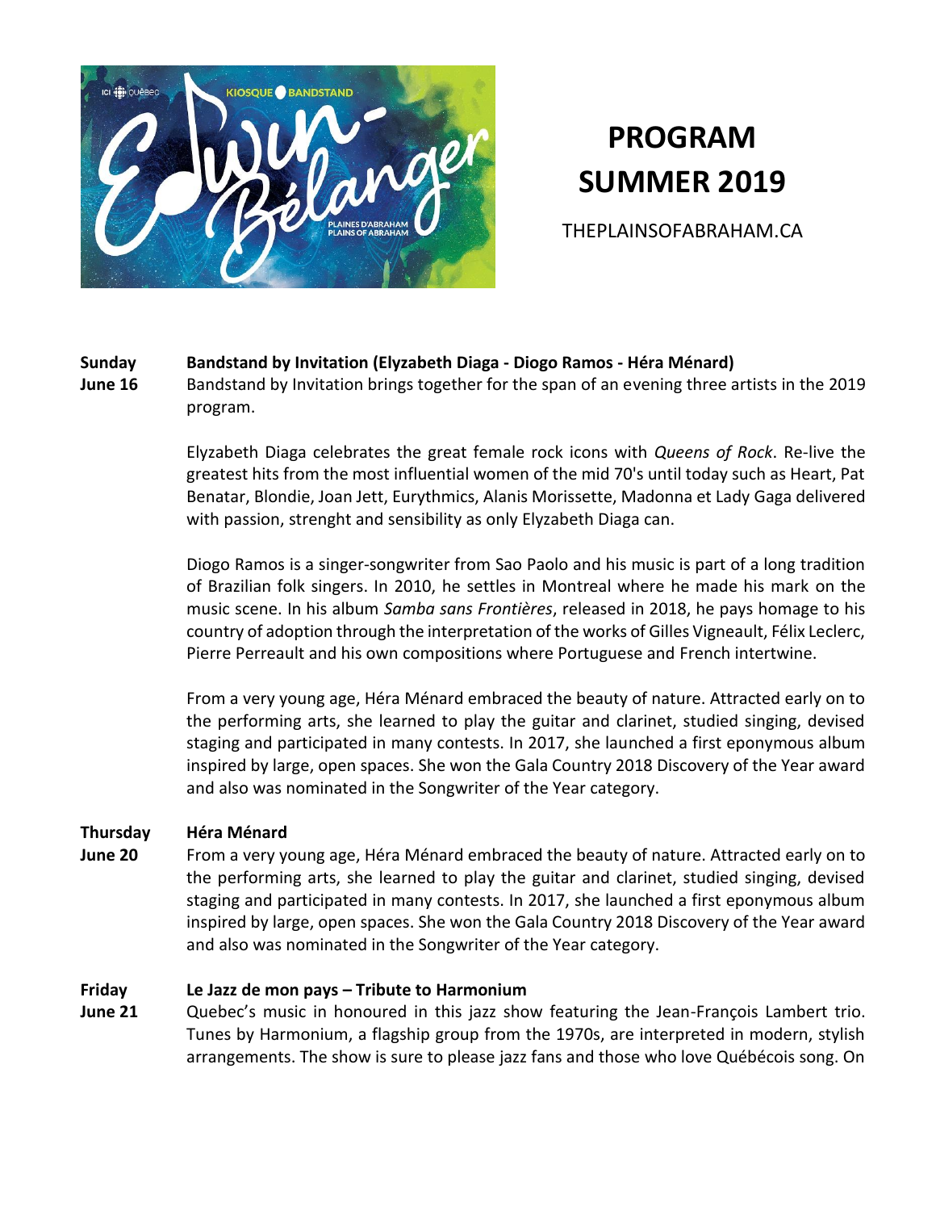# PROGRAM SUMMER 2019

THEPLAINSOFABRAHAM.CA

**Sunday June 16** — **Bandstand by Invitation (Elyzabeth Diaga - Diogo Ramos - Héra Ménard)**

Bandstand by Invitation brings together for the span of an evening three artists in the 2019 program.

Elyzabeth Diaga celebrates the great female rock icons with *Queens of Rock*. Re-live the greatest hits from the most influential women of the mid 70's until today such as Heart, Pat Benatar, Blondie, Joan Jett, Eurythmics, Alanis Morissette, Madonna et Lady Gaga delivered with passion, strenght and sensibility as only Elyzabeth Diaga can.

Diogo Ramos is a singer-songwriter from Sao Paolo and his music is part of a long tradition of Brazilian folk singers. In 2010, he settles in Montreal where he made his mark on the music scene. In his album *Samba sans Frontières*, released in 2018, he pays homage to his country of adoption through the interpretation of the works of Gilles Vigneault, Félix Leclerc, Pierre Perreault and his own compositions where Portuguese and French intertwine.

From a very young age, Héra Ménard embraced the beauty of nature. Attracted early on to the performing arts, she learned to play the guitar and clarinet, studied singing, devised staging and participated in many contests. In 2017, she launched a first eponymous album inspired by large, open spaces. She won the Gala Country 2018 Discovery of the Year award and also was nominated in the Songwriter of the Year category.

**Thursday June 20** — **Héra Ménard**

From a very young age, Héra Ménard embraced the beauty of nature. Attracted early on to the performing arts, she learned to play the guitar and clarinet, studied singing, devised staging and participated in many contests. In 2017, she launched a first eponymous album inspired by large, open spaces. She won the Gala Country 2018 Discovery of the Year award and also was nominated in the Songwriter of the Year category.

**Friday June 21** — **Le Jazz de mon pays – Tribute to Harmonium**

Quebec's music in honoured in this jazz show featuring the Jean-François Lambert trio. Tunes by Harmonium, a flagship group from the 1970s, are interpreted in modern, stylish arrangements. The show is sure to please jazz fans and those who love Québécois song. On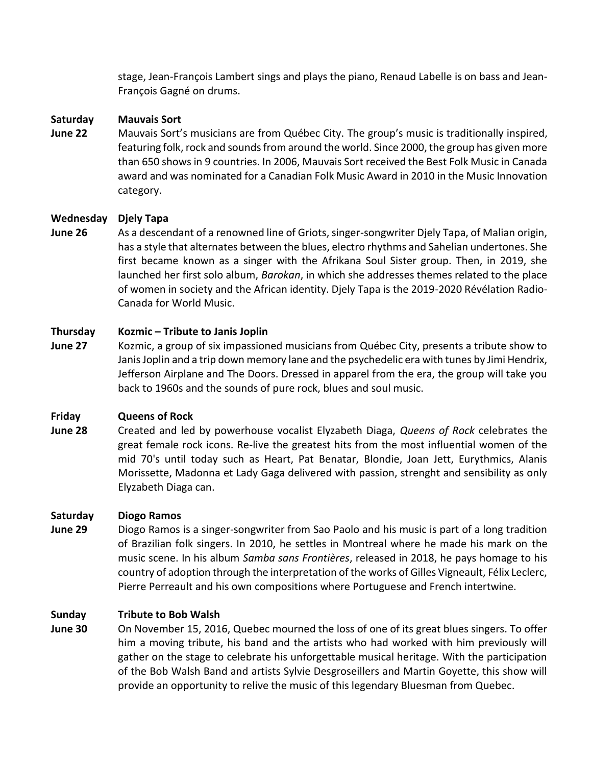stage, Jean-François Lambert sings and plays the piano, Renaud Labelle is on bass and Jean-François Gagné on drums.

**Saturday June 22** **Mauvais Sort**

Mauvais Sort's musicians are from Québec City. The group's music is traditionally inspired, featuring folk, rock and sounds from around the world. Since 2000, the group has given more than 650 shows in 9 countries. In 2006, Mauvais Sort received the Best Folk Music in Canada award and was nominated for a Canadian Folk Music Award in 2010 in the Music Innovation category.

**Wednesday June 26** **Djely Tapa**

As a descendant of a renowned line of Griots, singer-songwriter Djely Tapa, of Malian origin, has a style that alternates between the blues, electro rhythms and Sahelian undertones. She first became known as a singer with the Afrikana Soul Sister group. Then, in 2019, she launched her first solo album, *Barokan*, in which she addresses themes related to the place of women in society and the African identity. Djely Tapa is the 2019-2020 Révélation Radio-Canada for World Music.

**Thursday June 27** **Kozmic – Tribute to Janis Joplin**

Kozmic, a group of six impassioned musicians from Québec City, presents a tribute show to Janis Joplin and a trip down memory lane and the psychedelic era with tunes by Jimi Hendrix, Jefferson Airplane and The Doors. Dressed in apparel from the era, the group will take you back to 1960s and the sounds of pure rock, blues and soul music.

**Friday June 28** **Queens of Rock**

Created and led by powerhouse vocalist Elyzabeth Diaga, *Queens of Rock* celebrates the great female rock icons. Re-live the greatest hits from the most influential women of the mid 70's until today such as Heart, Pat Benatar, Blondie, Joan Jett, Eurythmics, Alanis Morissette, Madonna et Lady Gaga delivered with passion, strenght and sensibility as only Elyzabeth Diaga can.

**Saturday June 29** **Diogo Ramos**

Diogo Ramos is a singer-songwriter from Sao Paolo and his music is part of a long tradition of Brazilian folk singers. In 2010, he settles in Montreal where he made his mark on the music scene. In his album *Samba sans Frontières*, released in 2018, he pays homage to his country of adoption through the interpretation of the works of Gilles Vigneault, Félix Leclerc, Pierre Perreault and his own compositions where Portuguese and French intertwine.

**Sunday June 30** **Tribute to Bob Walsh**

On November 15, 2016, Quebec mourned the loss of one of its great blues singers. To offer him a moving tribute, his band and the artists who had worked with him previously will gather on the stage to celebrate his unforgettable musical heritage. With the participation of the Bob Walsh Band and artists Sylvie Desgroseillers and Martin Goyette, this show will provide an opportunity to relive the music of this legendary Bluesman from Quebec.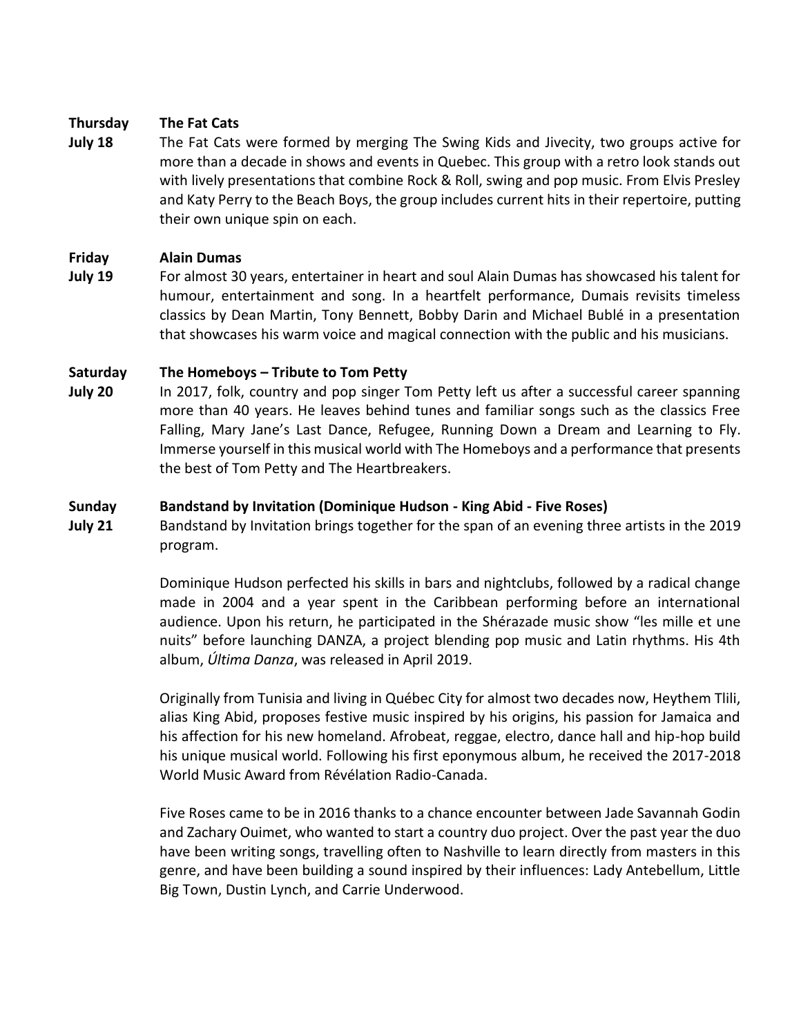**Thursday July 18** — **The Fat Cats**

The Fat Cats were formed by merging The Swing Kids and Jivecity, two groups active for more than a decade in shows and events in Quebec. This group with a retro look stands out with lively presentations that combine Rock & Roll, swing and pop music. From Elvis Presley and Katy Perry to the Beach Boys, the group includes current hits in their repertoire, putting their own unique spin on each.

**Friday July 19** — **Alain Dumas**

For almost 30 years, entertainer in heart and soul Alain Dumas has showcased his talent for humour, entertainment and song. In a heartfelt performance, Dumais revisits timeless classics by Dean Martin, Tony Bennett, Bobby Darin and Michael Bublé in a presentation that showcases his warm voice and magical connection with the public and his musicians.

**Saturday July 20** — **The Homeboys – Tribute to Tom Petty**

In 2017, folk, country and pop singer Tom Petty left us after a successful career spanning more than 40 years. He leaves behind tunes and familiar songs such as the classics Free Falling, Mary Jane's Last Dance, Refugee, Running Down a Dream and Learning to Fly. Immerse yourself in this musical world with The Homeboys and a performance that presents the best of Tom Petty and The Heartbreakers.

**Sunday July 21** — **Bandstand by Invitation (Dominique Hudson - King Abid - Five Roses)**

Bandstand by Invitation brings together for the span of an evening three artists in the 2019 program.

Dominique Hudson perfected his skills in bars and nightclubs, followed by a radical change made in 2004 and a year spent in the Caribbean performing before an international audience. Upon his return, he participated in the Shérazade music show "les mille et une nuits" before launching DANZA, a project blending pop music and Latin rhythms. His 4th album, *Última Danza*, was released in April 2019.

Originally from Tunisia and living in Québec City for almost two decades now, Heythem Tlili, alias King Abid, proposes festive music inspired by his origins, his passion for Jamaica and his affection for his new homeland. Afrobeat, reggae, electro, dance hall and hip-hop build his unique musical world. Following his first eponymous album, he received the 2017-2018 World Music Award from Révélation Radio-Canada.

Five Roses came to be in 2016 thanks to a chance encounter between Jade Savannah Godin and Zachary Ouimet, who wanted to start a country duo project. Over the past year the duo have been writing songs, travelling often to Nashville to learn directly from masters in this genre, and have been building a sound inspired by their influences: Lady Antebellum, Little Big Town, Dustin Lynch, and Carrie Underwood.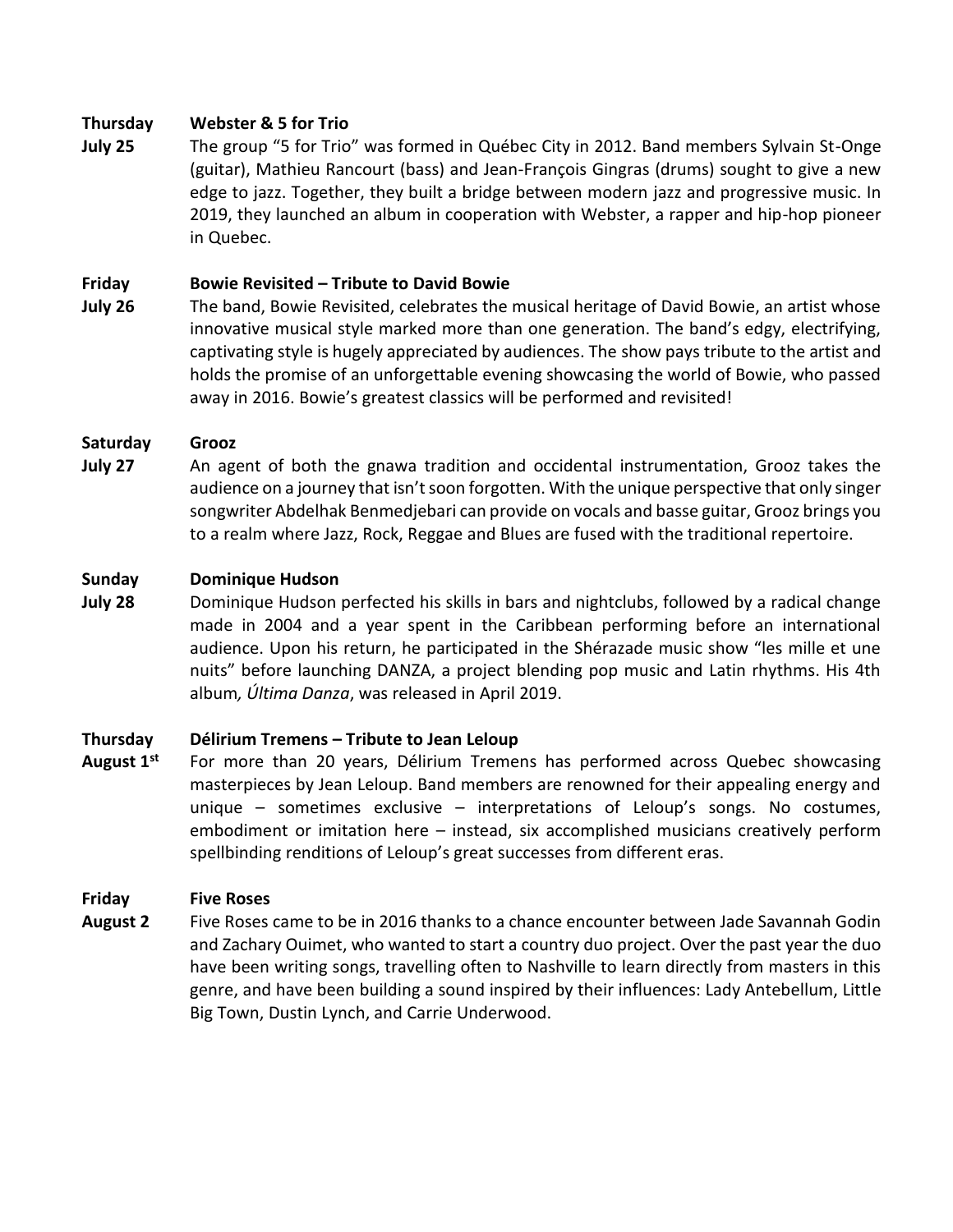**Thursday July 25** — **Webster & 5 for Trio**

The group "5 for Trio" was formed in Québec City in 2012. Band members Sylvain St-Onge (guitar), Mathieu Rancourt (bass) and Jean-François Gingras (drums) sought to give a new edge to jazz. Together, they built a bridge between modern jazz and progressive music. In 2019, they launched an album in cooperation with Webster, a rapper and hip-hop pioneer in Quebec.

**Friday July 26** — **Bowie Revisited – Tribute to David Bowie**

The band, Bowie Revisited, celebrates the musical heritage of David Bowie, an artist whose innovative musical style marked more than one generation. The band's edgy, electrifying, captivating style is hugely appreciated by audiences. The show pays tribute to the artist and holds the promise of an unforgettable evening showcasing the world of Bowie, who passed away in 2016. Bowie's greatest classics will be performed and revisited!

**Saturday July 27** — **Grooz**

An agent of both the gnawa tradition and occidental instrumentation, Grooz takes the audience on a journey that isn't soon forgotten. With the unique perspective that only singer songwriter Abdelhak Benmedjebari can provide on vocals and basse guitar, Grooz brings you to a realm where Jazz, Rock, Reggae and Blues are fused with the traditional repertoire.

**Sunday July 28** — **Dominique Hudson**

Dominique Hudson perfected his skills in bars and nightclubs, followed by a radical change made in 2004 and a year spent in the Caribbean performing before an international audience. Upon his return, he participated in the Shérazade music show "les mille et une nuits" before launching DANZA, a project blending pop music and Latin rhythms. His 4th album*, Última Danza*, was released in April 2019.

**Thursday August 1st** — **Délirium Tremens – Tribute to Jean Leloup**

For more than 20 years, Délirium Tremens has performed across Quebec showcasing masterpieces by Jean Leloup. Band members are renowned for their appealing energy and unique – sometimes exclusive – interpretations of Leloup's songs. No costumes, embodiment or imitation here – instead, six accomplished musicians creatively perform spellbinding renditions of Leloup's great successes from different eras.

**Friday August 2** — **Five Roses**

Five Roses came to be in 2016 thanks to a chance encounter between Jade Savannah Godin and Zachary Ouimet, who wanted to start a country duo project. Over the past year the duo have been writing songs, travelling often to Nashville to learn directly from masters in this genre, and have been building a sound inspired by their influences: Lady Antebellum, Little Big Town, Dustin Lynch, and Carrie Underwood.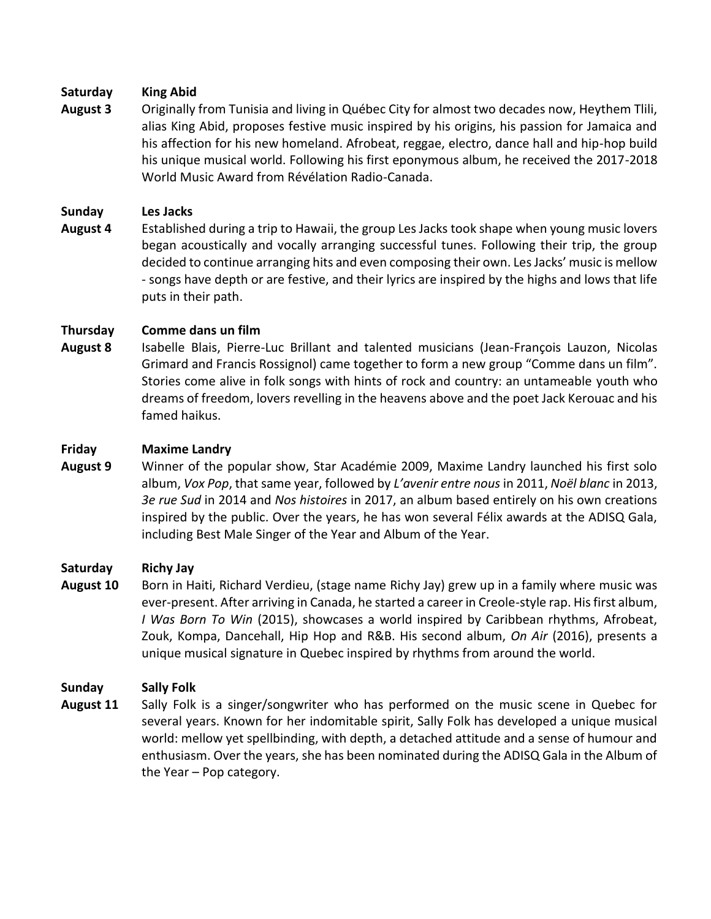**Saturday August 3** — **King Abid**

Originally from Tunisia and living in Québec City for almost two decades now, Heythem Tlili, alias King Abid, proposes festive music inspired by his origins, his passion for Jamaica and his affection for his new homeland. Afrobeat, reggae, electro, dance hall and hip-hop build his unique musical world. Following his first eponymous album, he received the 2017-2018 World Music Award from Révélation Radio-Canada.

**Sunday August 4** — **Les Jacks**

Established during a trip to Hawaii, the group Les Jacks took shape when young music lovers began acoustically and vocally arranging successful tunes. Following their trip, the group decided to continue arranging hits and even composing their own. Les Jacks' music is mellow - songs have depth or are festive, and their lyrics are inspired by the highs and lows that life puts in their path.

**Thursday August 8** — **Comme dans un film**

Isabelle Blais, Pierre-Luc Brillant and talented musicians (Jean-François Lauzon, Nicolas Grimard and Francis Rossignol) came together to form a new group "Comme dans un film". Stories come alive in folk songs with hints of rock and country: an untameable youth who dreams of freedom, lovers revelling in the heavens above and the poet Jack Kerouac and his famed haikus.

**Friday August 9** — **Maxime Landry**

Winner of the popular show, Star Académie 2009, Maxime Landry launched his first solo album, *Vox Pop*, that same year, followed by *L'avenir entre nous* in 2011, *Noël blanc* in 2013, *3e rue Sud* in 2014 and *Nos histoires* in 2017, an album based entirely on his own creations inspired by the public. Over the years, he has won several Félix awards at the ADISQ Gala, including Best Male Singer of the Year and Album of the Year.

**Saturday August 10** — **Richy Jay**

Born in Haiti, Richard Verdieu, (stage name Richy Jay) grew up in a family where music was ever-present. After arriving in Canada, he started a career in Creole-style rap. His first album, *I Was Born To Win* (2015), showcases a world inspired by Caribbean rhythms, Afrobeat, Zouk, Kompa, Dancehall, Hip Hop and R&B. His second album, *On Air* (2016), presents a unique musical signature in Quebec inspired by rhythms from around the world.

**Sunday August 11** — **Sally Folk**

Sally Folk is a singer/songwriter who has performed on the music scene in Quebec for several years. Known for her indomitable spirit, Sally Folk has developed a unique musical world: mellow yet spellbinding, with depth, a detached attitude and a sense of humour and enthusiasm. Over the years, she has been nominated during the ADISQ Gala in the Album of the Year – Pop category.